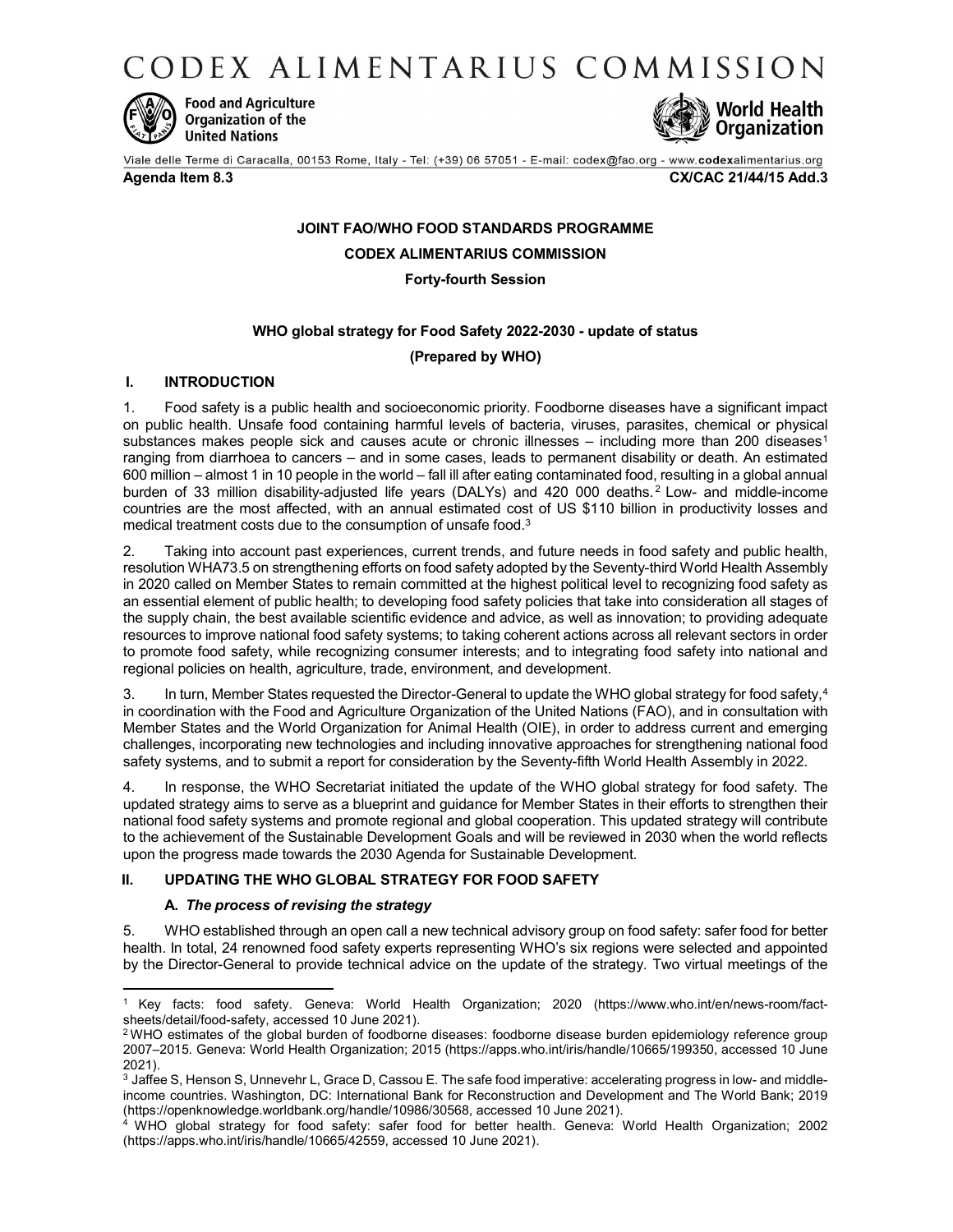# CODEX ALIMENTARIUS COMMISSION

Food and Agriculture Organization of the United Nations

World Health Organization

Viale delle Terme di Caracalla, 00153 Rome, Italy - Tel: (+39) 06 57051 - E-mail: codex@fao.org - www.codexalimentarius.org

**Agenda Item 8.3** **CX/CAC 21/44/15 Add.3**

**JOINT FAO/WHO FOOD STANDARDS PROGRAMME**

**CODEX ALIMENTARIUS COMMISSION**

**Forty-fourth Session**

**WHO global strategy for Food Safety 2022-2030 - update of status**

**(Prepared by WHO)**

## I. INTRODUCTION

1. Food safety is a public health and socioeconomic priority. Foodborne diseases have a significant impact on public health. Unsafe food containing harmful levels of bacteria, viruses, parasites, chemical or physical substances makes people sick and causes acute or chronic illnesses – including more than 200 diseases[1] ranging from diarrhoea to cancers – and in some cases, leads to permanent disability or death. An estimated 600 million – almost 1 in 10 people in the world – fall ill after eating contaminated food, resulting in a global annual burden of 33 million disability-adjusted life years (DALYs) and 420 000 deaths.[2] Low- and middle-income countries are the most affected, with an annual estimated cost of US $110 billion in productivity losses and medical treatment costs due to the consumption of unsafe food.[3]

2. Taking into account past experiences, current trends, and future needs in food safety and public health, resolution WHA73.5 on strengthening efforts on food safety adopted by the Seventy-third World Health Assembly in 2020 called on Member States to remain committed at the highest political level to recognizing food safety as an essential element of public health; to developing food safety policies that take into consideration all stages of the supply chain, the best available scientific evidence and advice, as well as innovation; to providing adequate resources to improve national food safety systems; to taking coherent actions across all relevant sectors in order to promote food safety, while recognizing consumer interests; and to integrating food safety into national and regional policies on health, agriculture, trade, environment, and development.

3. In turn, Member States requested the Director-General to update the WHO global strategy for food safety,[4] in coordination with the Food and Agriculture Organization of the United Nations (FAO), and in consultation with Member States and the World Organization for Animal Health (OIE), in order to address current and emerging challenges, incorporating new technologies and including innovative approaches for strengthening national food safety systems, and to submit a report for consideration by the Seventy-fifth World Health Assembly in 2022.

4. In response, the WHO Secretariat initiated the update of the WHO global strategy for food safety. The updated strategy aims to serve as a blueprint and guidance for Member States in their efforts to strengthen their national food safety systems and promote regional and global cooperation. This updated strategy will contribute to the achievement of the Sustainable Development Goals and will be reviewed in 2030 when the world reflects upon the progress made towards the 2030 Agenda for Sustainable Development.

## II. UPDATING THE WHO GLOBAL STRATEGY FOR FOOD SAFETY

### A. *The process of revising the strategy*

5. WHO established through an open call a new technical advisory group on food safety: safer food for better health. In total, 24 renowned food safety experts representing WHO's six regions were selected and appointed by the Director-General to provide technical advice on the update of the strategy. Two virtual meetings of the

---

[1] Key facts: food safety. Geneva: World Health Organization; 2020 (https://www.who.int/en/news-room/fact-sheets/detail/food-safety, accessed 10 June 2021).

[2] WHO estimates of the global burden of foodborne diseases: foodborne disease burden epidemiology reference group 2007–2015. Geneva: World Health Organization; 2015 (https://apps.who.int/iris/handle/10665/199350, accessed 10 June 2021).

[3] Jaffee S, Henson S, Unnevehr L, Grace D, Cassou E. The safe food imperative: accelerating progress in low- and middle-income countries. Washington, DC: International Bank for Reconstruction and Development and The World Bank; 2019 (https://openknowledge.worldbank.org/handle/10986/30568, accessed 10 June 2021).

[4] WHO global strategy for food safety: safer food for better health. Geneva: World Health Organization; 2002 (https://apps.who.int/iris/handle/10665/42559, accessed 10 June 2021).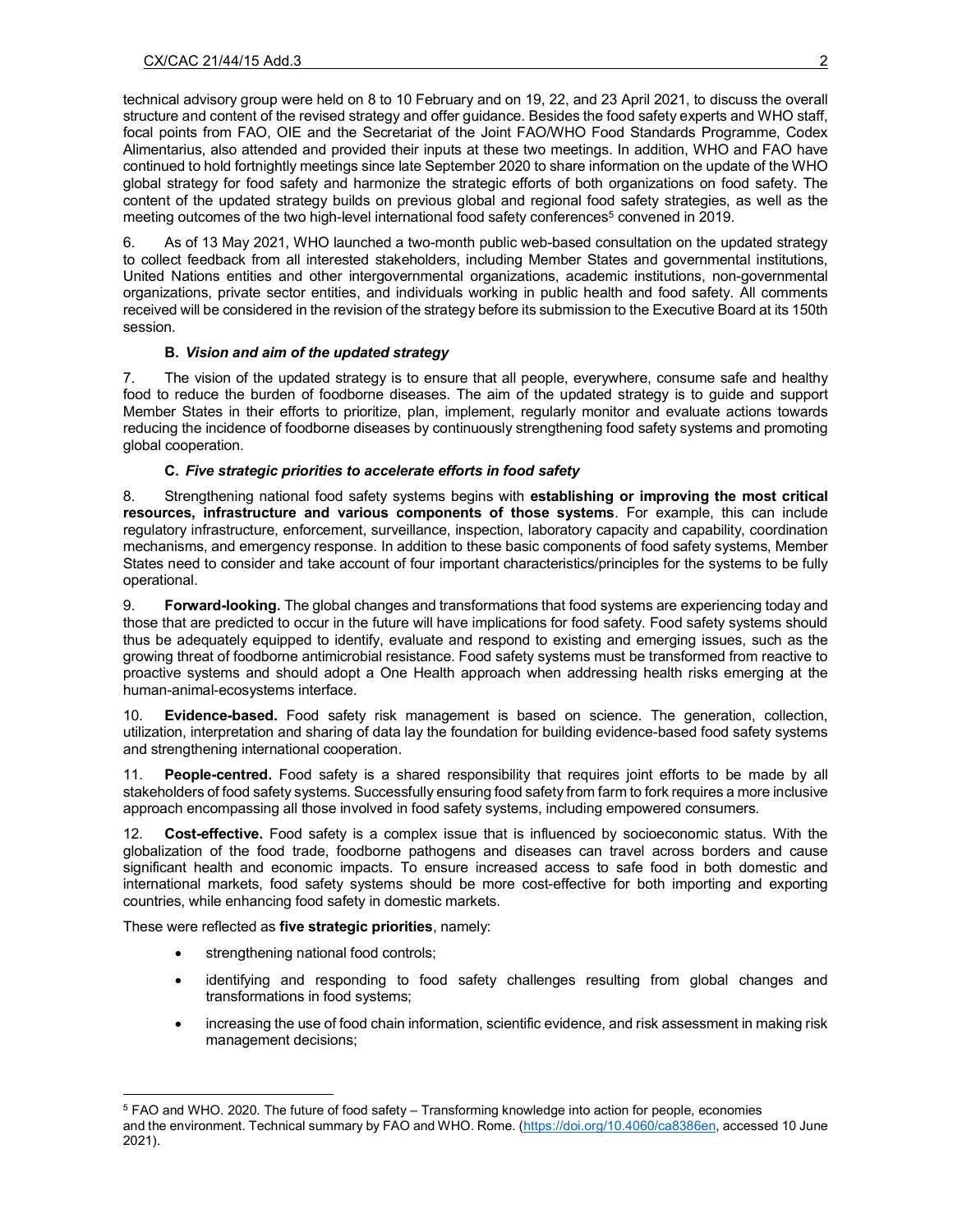technical advisory group were held on 8 to 10 February and on 19, 22, and 23 April 2021, to discuss the overall structure and content of the revised strategy and offer guidance. Besides the food safety experts and WHO staff, focal points from FAO, OIE and the Secretariat of the Joint FAO/WHO Food Standards Programme, Codex Alimentarius, also attended and provided their inputs at these two meetings. In addition, WHO and FAO have continued to hold fortnightly meetings since late September 2020 to share information on the update of the WHO global strategy for food safety and harmonize the strategic efforts of both organizations on food safety. The content of the updated strategy builds on previous global and regional food safety strategies, as well as the meeting outcomes of the two high-level international food safety conferences[5] convened in 2019.

6. As of 13 May 2021, WHO launched a two-month public web-based consultation on the updated strategy to collect feedback from all interested stakeholders, including Member States and governmental institutions, United Nations entities and other intergovernmental organizations, academic institutions, non-governmental organizations, private sector entities, and individuals working in public health and food safety. All comments received will be considered in the revision of the strategy before its submission to the Executive Board at its 150th session.

### B. *Vision and aim of the updated strategy*

7. The vision of the updated strategy is to ensure that all people, everywhere, consume safe and healthy food to reduce the burden of foodborne diseases. The aim of the updated strategy is to guide and support Member States in their efforts to prioritize, plan, implement, regularly monitor and evaluate actions towards reducing the incidence of foodborne diseases by continuously strengthening food safety systems and promoting global cooperation.

### C. *Five strategic priorities to accelerate efforts in food safety*

8. Strengthening national food safety systems begins with **establishing or improving the most critical resources, infrastructure and various components of those systems**. For example, this can include regulatory infrastructure, enforcement, surveillance, inspection, laboratory capacity and capability, coordination mechanisms, and emergency response. In addition to these basic components of food safety systems, Member States need to consider and take account of four important characteristics/principles for the systems to be fully operational.

9. **Forward-looking.** The global changes and transformations that food systems are experiencing today and those that are predicted to occur in the future will have implications for food safety. Food safety systems should thus be adequately equipped to identify, evaluate and respond to existing and emerging issues, such as the growing threat of foodborne antimicrobial resistance. Food safety systems must be transformed from reactive to proactive systems and should adopt a One Health approach when addressing health risks emerging at the human-animal-ecosystems interface.

10. **Evidence-based.** Food safety risk management is based on science. The generation, collection, utilization, interpretation and sharing of data lay the foundation for building evidence-based food safety systems and strengthening international cooperation.

11. **People-centred.** Food safety is a shared responsibility that requires joint efforts to be made by all stakeholders of food safety systems. Successfully ensuring food safety from farm to fork requires a more inclusive approach encompassing all those involved in food safety systems, including empowered consumers.

12. **Cost-effective.** Food safety is a complex issue that is influenced by socioeconomic status. With the globalization of the food trade, foodborne pathogens and diseases can travel across borders and cause significant health and economic impacts. To ensure increased access to safe food in both domestic and international markets, food safety systems should be more cost-effective for both importing and exporting countries, while enhancing food safety in domestic markets.

These were reflected as **five strategic priorities**, namely:

- strengthening national food controls;
- identifying and responding to food safety challenges resulting from global changes and transformations in food systems;
- increasing the use of food chain information, scientific evidence, and risk assessment in making risk management decisions;

---

[5] FAO and WHO. 2020. The future of food safety – Transforming knowledge into action for people, economies and the environment. Technical summary by FAO and WHO. Rome. (https://doi.org/10.4060/ca8386en, accessed 10 June 2021).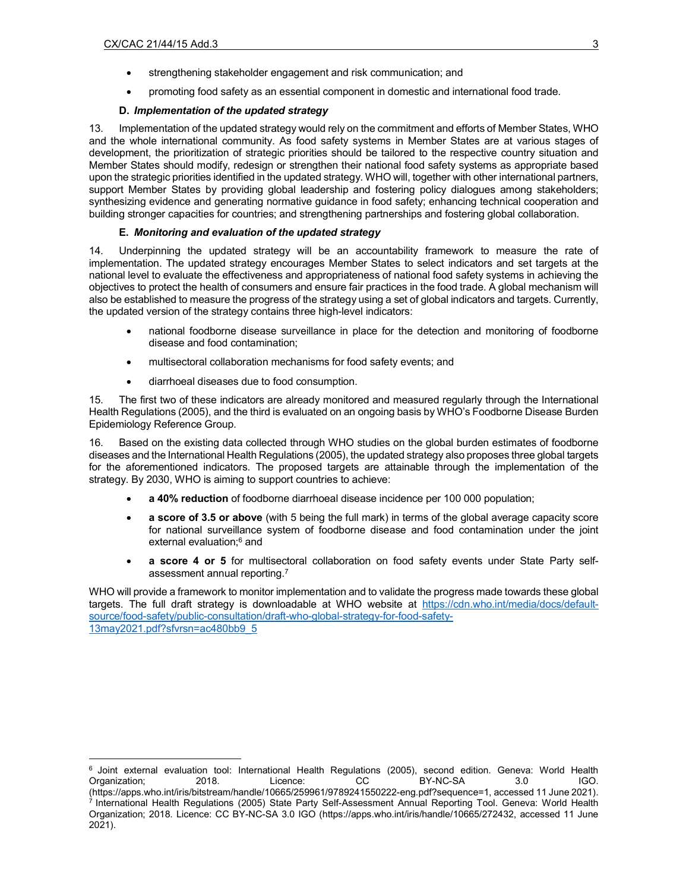- strengthening stakeholder engagement and risk communication; and
- promoting food safety as an essential component in domestic and international food trade.

### D. *Implementation of the updated strategy*

13. Implementation of the updated strategy would rely on the commitment and efforts of Member States, WHO and the whole international community. As food safety systems in Member States are at various stages of development, the prioritization of strategic priorities should be tailored to the respective country situation and Member States should modify, redesign or strengthen their national food safety systems as appropriate based upon the strategic priorities identified in the updated strategy. WHO will, together with other international partners, support Member States by providing global leadership and fostering policy dialogues among stakeholders; synthesizing evidence and generating normative guidance in food safety; enhancing technical cooperation and building stronger capacities for countries; and strengthening partnerships and fostering global collaboration.

### E. *Monitoring and evaluation of the updated strategy*

14. Underpinning the updated strategy will be an accountability framework to measure the rate of implementation. The updated strategy encourages Member States to select indicators and set targets at the national level to evaluate the effectiveness and appropriateness of national food safety systems in achieving the objectives to protect the health of consumers and ensure fair practices in the food trade. A global mechanism will also be established to measure the progress of the strategy using a set of global indicators and targets. Currently, the updated version of the strategy contains three high-level indicators:

- national foodborne disease surveillance in place for the detection and monitoring of foodborne disease and food contamination;
- multisectoral collaboration mechanisms for food safety events; and
- diarrhoeal diseases due to food consumption.

15. The first two of these indicators are already monitored and measured regularly through the International Health Regulations (2005), and the third is evaluated on an ongoing basis by WHO's Foodborne Disease Burden Epidemiology Reference Group.

16. Based on the existing data collected through WHO studies on the global burden estimates of foodborne diseases and the International Health Regulations (2005), the updated strategy also proposes three global targets for the aforementioned indicators. The proposed targets are attainable through the implementation of the strategy. By 2030, WHO is aiming to support countries to achieve:

- **a 40% reduction** of foodborne diarrhoeal disease incidence per 100 000 population;
- **a score of 3.5 or above** (with 5 being the full mark) in terms of the global average capacity score for national surveillance system of foodborne disease and food contamination under the joint external evaluation;[6] and
- **a score 4 or 5** for multisectoral collaboration on food safety events under State Party self-assessment annual reporting.[7]

WHO will provide a framework to monitor implementation and to validate the progress made towards these global targets. The full draft strategy is downloadable at WHO website at [https://cdn.who.int/media/docs/default-source/food-safety/public-consultation/draft-who-global-strategy-for-food-safety-13may2021.pdf?sfvrsn=ac480bb9_5](https://cdn.who.int/media/docs/default-source/food-safety/public-consultation/draft-who-global-strategy-for-food-safety-13may2021.pdf?sfvrsn=ac480bb9_5)

---

[6] Joint external evaluation tool: International Health Regulations (2005), second edition. Geneva: World Health Organization; 2018. Licence: CC BY-NC-SA 3.0 IGO. (https://apps.who.int/iris/bitstream/handle/10665/259961/9789241550222-eng.pdf?sequence=1, accessed 11 June 2021).

[7] International Health Regulations (2005) State Party Self-Assessment Annual Reporting Tool. Geneva: World Health Organization; 2018. Licence: CC BY-NC-SA 3.0 IGO (https://apps.who.int/iris/handle/10665/272432, accessed 11 June 2021).